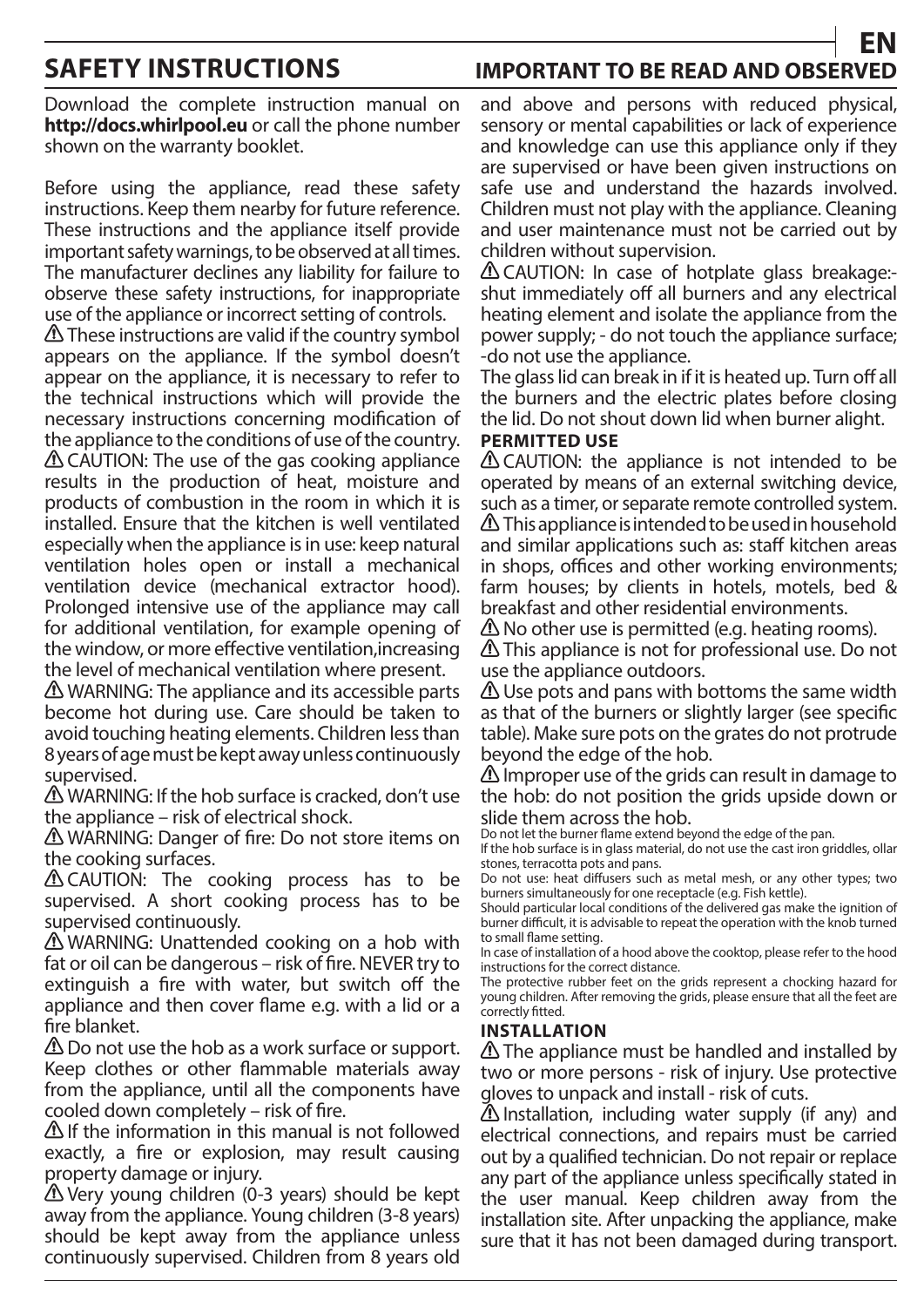## SAFETY INSTRUCTIONS

## IMPORTANT TO BE READ AND OBSERVED

Download the complete instruction manual on **http://docs.whirlpool.eu** or call the phone number shown on the warranty booklet.

Before using the appliance, read these safety instructions. Keep them nearby for future reference. These instructions and the appliance itself provide important safety warnings, to be observed at all times. The manufacturer declines any liability for failure to observe these safety instructions, for inappropriate use of the appliance or incorrect setting of controls.

⚠ These instructions are valid if the country symbol appears on the appliance. If the symbol doesn't appear on the appliance, it is necessary to refer to the technical instructions which will provide the necessary instructions concerning modification of the appliance to the conditions of use of the country.

⚠ CAUTION: The use of the gas cooking appliance results in the production of heat, moisture and products of combustion in the room in which it is installed. Ensure that the kitchen is well ventilated especially when the appliance is in use: keep natural ventilation holes open or install a mechanical ventilation device (mechanical extractor hood). Prolonged intensive use of the appliance may call for additional ventilation, for example opening of the window, or more effective ventilation,increasing the level of mechanical ventilation where present.

⚠ WARNING: The appliance and its accessible parts become hot during use. Care should be taken to avoid touching heating elements. Children less than 8 years of age must be kept away unless continuously supervised.

⚠ WARNING: If the hob surface is cracked, don't use the appliance – risk of electrical shock.

⚠ WARNING: Danger of fire: Do not store items on the cooking surfaces.

⚠ CAUTION: The cooking process has to be supervised. A short cooking process has to be supervised continuously.

⚠ WARNING: Unattended cooking on a hob with fat or oil can be dangerous – risk of fire. NEVER try to extinguish a fire with water, but switch off the appliance and then cover flame e.g. with a lid or a fire blanket.

⚠ Do not use the hob as a work surface or support. Keep clothes or other flammable materials away from the appliance, until all the components have cooled down completely – risk of fire.

⚠ If the information in this manual is not followed exactly, a fire or explosion, may result causing property damage or injury.

⚠ Very young children (0-3 years) should be kept away from the appliance. Young children (3-8 years) should be kept away from the appliance unless continuously supervised. Children from 8 years old and above and persons with reduced physical, sensory or mental capabilities or lack of experience and knowledge can use this appliance only if they are supervised or have been given instructions on safe use and understand the hazards involved. Children must not play with the appliance. Cleaning and user maintenance must not be carried out by children without supervision.

⚠ CAUTION: In case of hotplate glass breakage:- shut immediately off all burners and any electrical heating element and isolate the appliance from the power supply; - do not touch the appliance surface; -do not use the appliance.

The glass lid can break in if it is heated up. Turn off all the burners and the electric plates before closing the lid. Do not shout down lid when burner alight.

**PERMITTED USE**

⚠ CAUTION: the appliance is not intended to be operated by means of an external switching device, such as a timer, or separate remote controlled system.

⚠ This appliance is intended to be used in household and similar applications such as: staff kitchen areas in shops, offices and other working environments; farm houses; by clients in hotels, motels, bed & breakfast and other residential environments.

⚠ No other use is permitted (e.g. heating rooms).

⚠ This appliance is not for professional use. Do not use the appliance outdoors.

⚠ Use pots and pans with bottoms the same width as that of the burners or slightly larger (see specific table). Make sure pots on the grates do not protrude beyond the edge of the hob.

⚠ Improper use of the grids can result in damage to the hob: do not position the grids upside down or slide them across the hob.

Do not let the burner flame extend beyond the edge of the pan.

If the hob surface is in glass material, do not use the cast iron griddles, ollar stones, terracotta pots and pans.

Do not use: heat diffusers such as metal mesh, or any other types; two burners simultaneously for one receptacle (e.g. Fish kettle).

Should particular local conditions of the delivered gas make the ignition of burner difficult, it is advisable to repeat the operation with the knob turned to small flame setting.

In case of installation of a hood above the cooktop, please refer to the hood instructions for the correct distance.

The protective rubber feet on the grids represent a chocking hazard for young children. After removing the grids, please ensure that all the feet are correctly fitted.

**INSTALLATION**

⚠ The appliance must be handled and installed by two or more persons - risk of injury. Use protective gloves to unpack and install - risk of cuts.

⚠ Installation, including water supply (if any) and electrical connections, and repairs must be carried out by a qualified technician. Do not repair or replace any part of the appliance unless specifically stated in the user manual. Keep children away from the installation site. After unpacking the appliance, make sure that it has not been damaged during transport.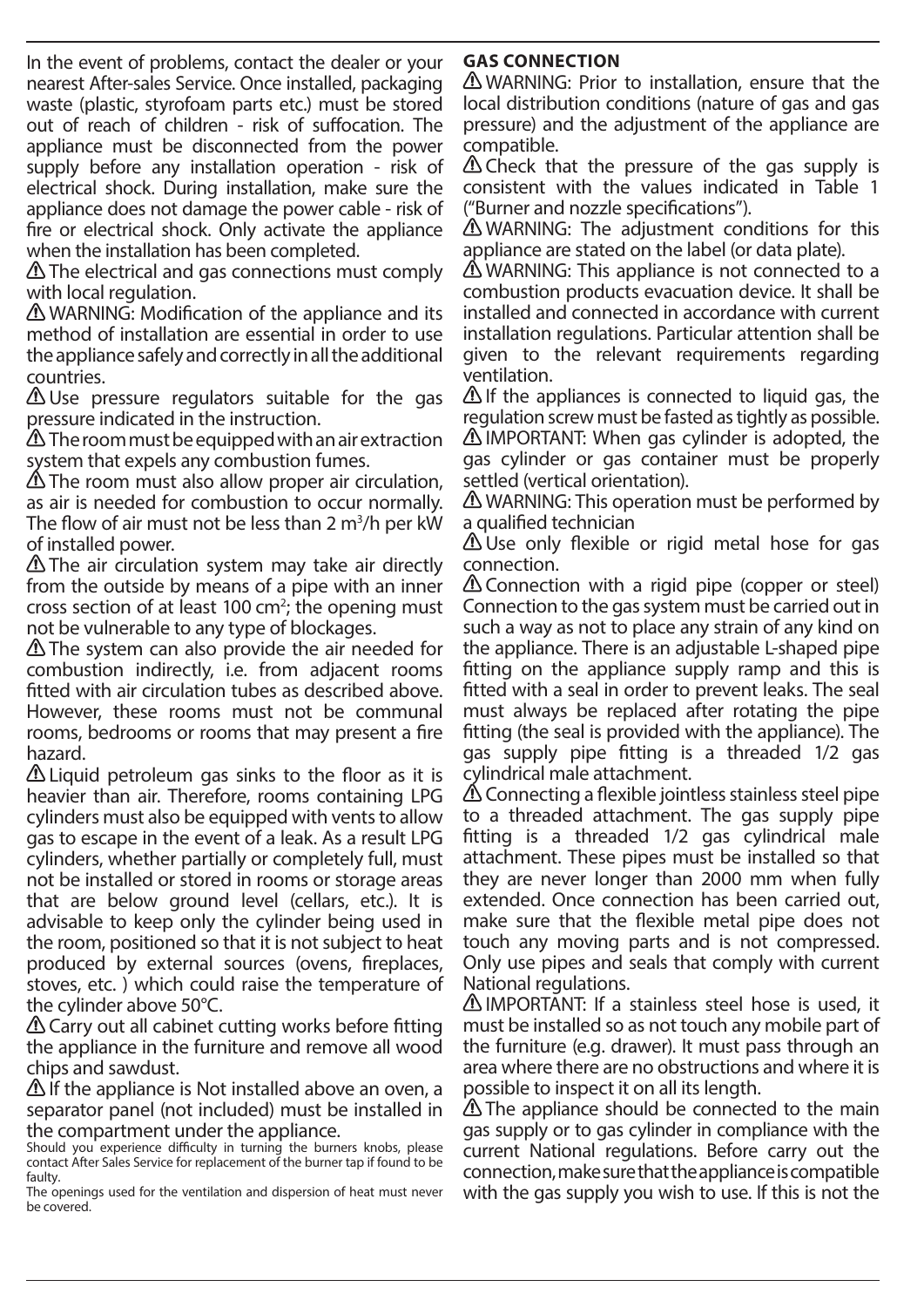In the event of problems, contact the dealer or your nearest After-sales Service. Once installed, packaging waste (plastic, styrofoam parts etc.) must be stored out of reach of children - risk of suffocation. The appliance must be disconnected from the power supply before any installation operation - risk of electrical shock. During installation, make sure the appliance does not damage the power cable - risk of fire or electrical shock. Only activate the appliance when the installation has been completed.

⚠ The electrical and gas connections must comply with local regulation.

⚠ WARNING: Modification of the appliance and its method of installation are essential in order to use the appliance safely and correctly in all the additional countries.

⚠ Use pressure regulators suitable for the gas pressure indicated in the instruction.

⚠ The room must be equipped with an air extraction system that expels any combustion fumes.

⚠ The room must also allow proper air circulation, as air is needed for combustion to occur normally. The flow of air must not be less than 2 $m^3$/h per kW of installed power.

⚠ The air circulation system may take air directly from the outside by means of a pipe with an inner cross section of at least 100 $cm^2$; the opening must not be vulnerable to any type of blockages.

⚠ The system can also provide the air needed for combustion indirectly, i.e. from adjacent rooms fitted with air circulation tubes as described above. However, these rooms must not be communal rooms, bedrooms or rooms that may present a fire hazard.

⚠ Liquid petroleum gas sinks to the floor as it is heavier than air. Therefore, rooms containing LPG cylinders must also be equipped with vents to allow gas to escape in the event of a leak. As a result LPG cylinders, whether partially or completely full, must not be installed or stored in rooms or storage areas that are below ground level (cellars, etc.). It is advisable to keep only the cylinder being used in the room, positioned so that it is not subject to heat produced by external sources (ovens, fireplaces, stoves, etc. ) which could raise the temperature of the cylinder above 50°C.

⚠ Carry out all cabinet cutting works before fitting the appliance in the furniture and remove all wood chips and sawdust.

⚠ If the appliance is Not installed above an oven, a separator panel (not included) must be installed in the compartment under the appliance.

Should you experience difficulty in turning the burners knobs, please contact After Sales Service for replacement of the burner tap if found to be faulty.

The openings used for the ventilation and dispersion of heat must never be covered.

**GAS CONNECTION**

⚠ WARNING: Prior to installation, ensure that the local distribution conditions (nature of gas and gas pressure) and the adjustment of the appliance are compatible.

⚠ Check that the pressure of the gas supply is consistent with the values indicated in Table 1 ("Burner and nozzle specifications").

⚠ WARNING: The adjustment conditions for this appliance are stated on the label (or data plate).

⚠ WARNING: This appliance is not connected to a combustion products evacuation device. It shall be installed and connected in accordance with current installation regulations. Particular attention shall be given to the relevant requirements regarding ventilation.

⚠ If the appliances is connected to liquid gas, the regulation screw must be fasted as tightly as possible.

⚠ IMPORTANT: When gas cylinder is adopted, the gas cylinder or gas container must be properly settled (vertical orientation).

⚠ WARNING: This operation must be performed by a qualified technician

⚠ Use only flexible or rigid metal hose for gas connection.

⚠ Connection with a rigid pipe (copper or steel) Connection to the gas system must be carried out in such a way as not to place any strain of any kind on the appliance. There is an adjustable L-shaped pipe fitting on the appliance supply ramp and this is fitted with a seal in order to prevent leaks. The seal must always be replaced after rotating the pipe fitting (the seal is provided with the appliance). The gas supply pipe fitting is a threaded 1/2 gas cylindrical male attachment.

⚠ Connecting a flexible jointless stainless steel pipe to a threaded attachment. The gas supply pipe fitting is a threaded 1/2 gas cylindrical male attachment. These pipes must be installed so that they are never longer than 2000 mm when fully extended. Once connection has been carried out, make sure that the flexible metal pipe does not touch any moving parts and is not compressed. Only use pipes and seals that comply with current National regulations.

⚠ IMPORTANT: If a stainless steel hose is used, it must be installed so as not touch any mobile part of the furniture (e.g. drawer). It must pass through an area where there are no obstructions and where it is possible to inspect it on all its length.

⚠ The appliance should be connected to the main gas supply or to gas cylinder in compliance with the current National regulations. Before carry out the connection, make sure that the appliance is compatible with the gas supply you wish to use. If this is not the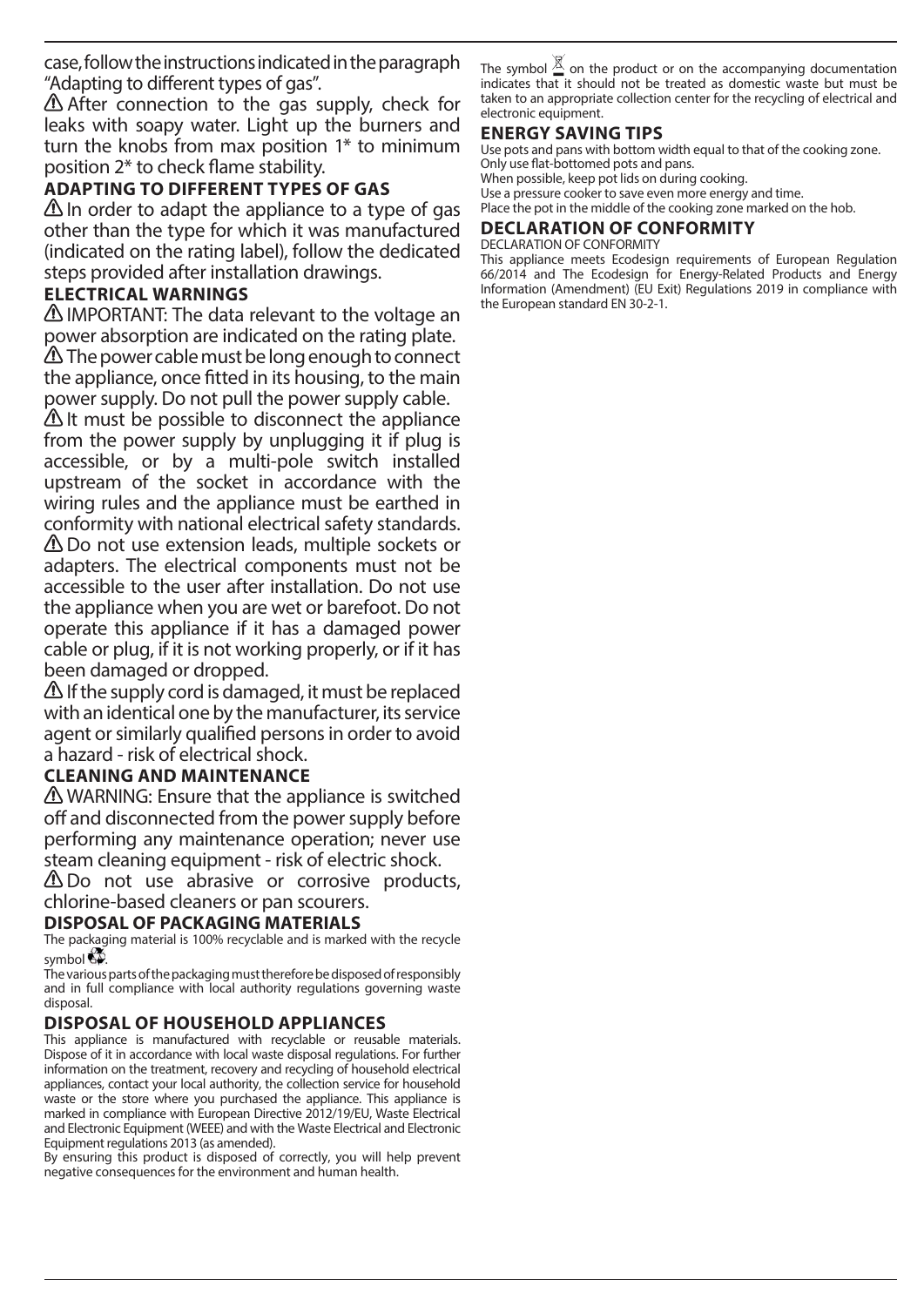case, follow the instructions indicated in the paragraph "Adapting to different types of gas".

⚠ After connection to the gas supply, check for leaks with soapy water. Light up the burners and turn the knobs from max position 1* to minimum position 2* to check flame stability.

## ADAPTING TO DIFFERENT TYPES OF GAS

⚠ In order to adapt the appliance to a type of gas other than the type for which it was manufactured (indicated on the rating label), follow the dedicated steps provided after installation drawings.

## ELECTRICAL WARNINGS

⚠ IMPORTANT: The data relevant to the voltage an power absorption are indicated on the rating plate.

⚠ The power cable must be long enough to connect the appliance, once fitted in its housing, to the main power supply. Do not pull the power supply cable.

⚠ It must be possible to disconnect the appliance from the power supply by unplugging it if plug is accessible, or by a multi-pole switch installed upstream of the socket in accordance with the wiring rules and the appliance must be earthed in conformity with national electrical safety standards.

⚠ Do not use extension leads, multiple sockets or adapters. The electrical components must not be accessible to the user after installation. Do not use the appliance when you are wet or barefoot. Do not operate this appliance if it has a damaged power cable or plug, if it is not working properly, or if it has been damaged or dropped.

⚠ If the supply cord is damaged, it must be replaced with an identical one by the manufacturer, its service agent or similarly qualified persons in order to avoid a hazard - risk of electrical shock.

## CLEANING AND MAINTENANCE

⚠ WARNING: Ensure that the appliance is switched off and disconnected from the power supply before performing any maintenance operation; never use steam cleaning equipment - risk of electric shock.

⚠ Do not use abrasive or corrosive products, chlorine-based cleaners or pan scourers.

## DISPOSAL OF PACKAGING MATERIALS

The packaging material is 100% recyclable and is marked with the recycle symbol ♻.

The various parts of the packaging must therefore be disposed of responsibly and in full compliance with local authority regulations governing waste disposal.

## DISPOSAL OF HOUSEHOLD APPLIANCES

This appliance is manufactured with recyclable or reusable materials. Dispose of it in accordance with local waste disposal regulations. For further information on the treatment, recovery and recycling of household electrical appliances, contact your local authority, the collection service for household waste or the store where you purchased the appliance. This appliance is marked in compliance with European Directive 2012/19/EU, Waste Electrical and Electronic Equipment (WEEE) and with the Waste Electrical and Electronic Equipment regulations 2013 (as amended).

By ensuring this product is disposed of correctly, you will help prevent negative consequences for the environment and human health.

The symbol on the product or on the accompanying documentation indicates that it should not be treated as domestic waste but must be taken to an appropriate collection center for the recycling of electrical and electronic equipment.

## ENERGY SAVING TIPS

Use pots and pans with bottom width equal to that of the cooking zone.
Only use flat-bottomed pots and pans.
When possible, keep pot lids on during cooking.
Use a pressure cooker to save even more energy and time.
Place the pot in the middle of the cooking zone marked on the hob.

## DECLARATION OF CONFORMITY

DECLARATION OF CONFORMITY

This appliance meets Ecodesign requirements of European Regulation 66/2014 and The Ecodesign for Energy-Related Products and Energy Information (Amendment) (EU Exit) Regulations 2019 in compliance with the European standard EN 30-2-1.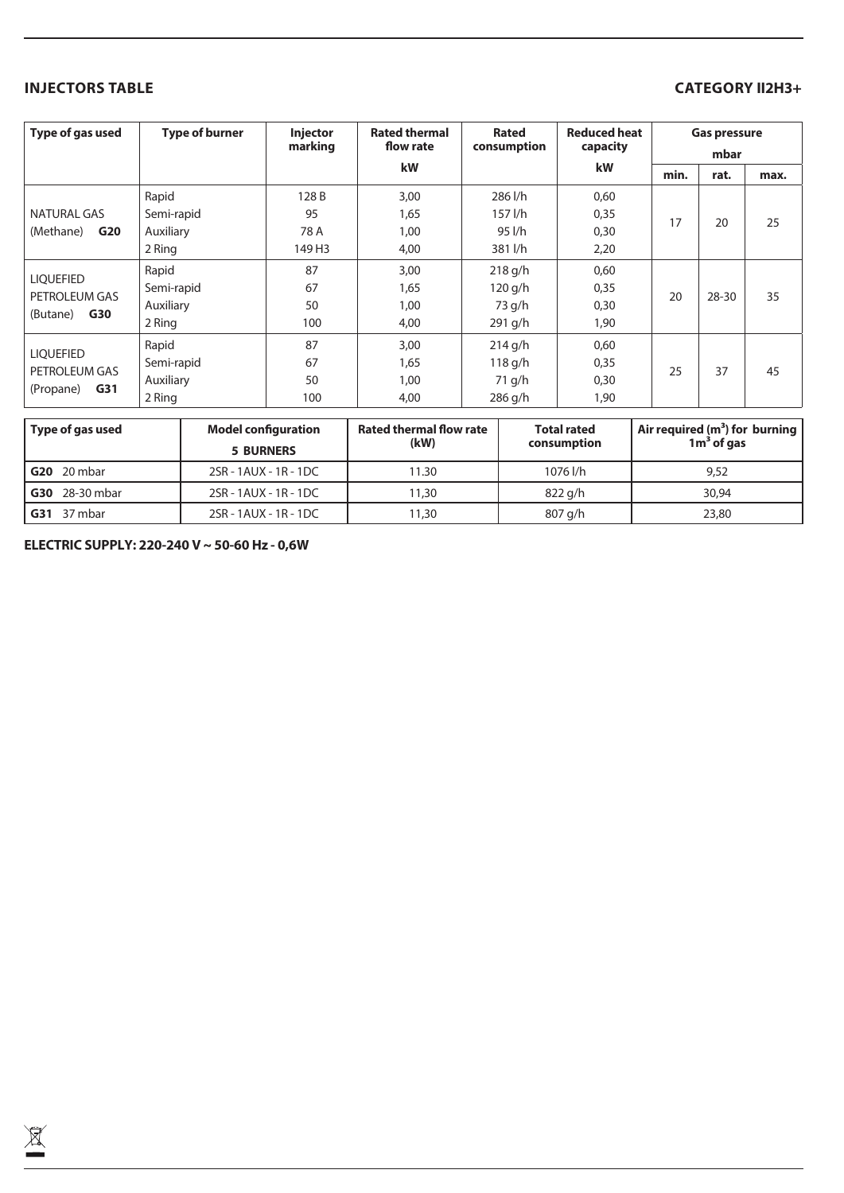## INJECTORS TABLE

## CATEGORY II2H3+

| Type of gas used | Type of burner | Injector marking | Rated thermal flow rate kW | Rated consumption | Reduced heat capacity kW | Gas pressure mbar | | |
|---|---|---|---|---|---|---|---|---|
| | | | | | | min. | rat. | max. |
| NATURAL GAS (Methane) **G20** | Rapid | 128 B | 3,00 | 286 l/h | 0,60 | 17 | 20 | 25 |
| | Semi-rapid | 95 | 1,65 | 157 l/h | 0,35 | | | |
| | Auxiliary | 78 A | 1,00 | 95 l/h | 0,30 | | | |
| | 2 Ring | 149 H3 | 4,00 | 381 l/h | 2,20 | | | |
| LIQUEFIED PETROLEUM GAS (Butane) **G30** | Rapid | 87 | 3,00 | 218 g/h | 0,60 | 20 | 28-30 | 35 |
| | Semi-rapid | 67 | 1,65 | 120 g/h | 0,35 | | | |
| | Auxiliary | 50 | 1,00 | 73 g/h | 0,30 | | | |
| | 2 Ring | 100 | 4,00 | 291 g/h | 1,90 | | | |
| LIQUEFIED PETROLEUM GAS (Propane) **G31** | Rapid | 87 | 3,00 | 214 g/h | 0,60 | 25 | 37 | 45 |
| | Semi-rapid | 67 | 1,65 | 118 g/h | 0,35 | | | |
| | Auxiliary | 50 | 1,00 | 71 g/h | 0,30 | | | |
| | 2 Ring | 100 | 4,00 | 286 g/h | 1,90 | | | |

| Type of gas used | Model configuration **5 BURNERS** | Rated thermal flow rate (kW) | Total rated consumption | Air required ($m^3$) for burning $1m^3$ of gas |
|---|---|---|---|---|
| **G20** 20 mbar | 2SR - 1AUX - 1R - 1DC | 11.30 | 1076 l/h | 9,52 |
| **G30** 28-30 mbar | 2SR - 1AUX - 1R - 1DC | 11,30 | 822 g/h | 30,94 |
| **G31** 37 mbar | 2SR - 1AUX - 1R - 1DC | 11,30 | 807 g/h | 23,80 |

**ELECTRIC SUPPLY: 220-240 V ~ 50-60 Hz - 0,6W**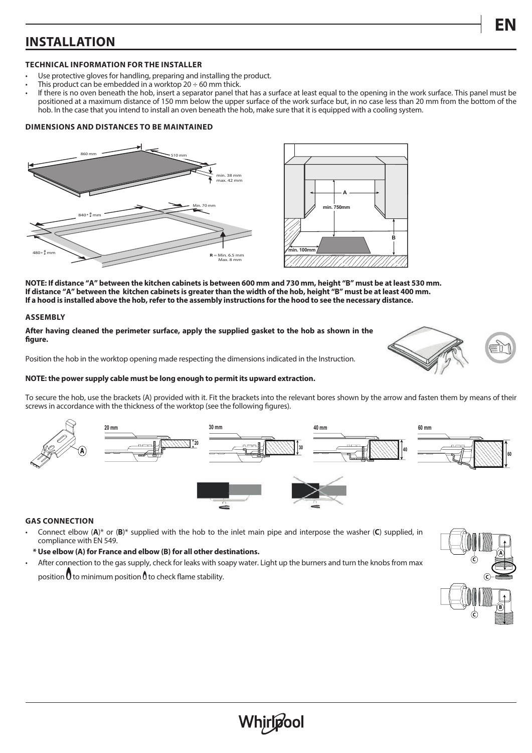# INSTALLATION

### TECHNICAL INFORMATION FOR THE INSTALLER

- Use protective gloves for handling, preparing and installing the product.
- This product can be embedded in a worktop 20 ÷ 60 mm thick.
- If there is no oven beneath the hob, insert a separator panel that has a surface at least equal to the opening in the work surface. This panel must be positioned at a maximum distance of 150 mm below the upper surface of the work surface but, in no case less than 20 mm from the bottom of the hob. In the case that you intend to install an oven beneath the hob, make sure that it is equipped with a cooling system.

### DIMENSIONS AND DISTANCES TO BE MAINTAINED

**NOTE: If distance "A" between the kitchen cabinets is between 600 mm and 730 mm, height "B" must be at least 530 mm. If distance "A" between the kitchen cabinets is greater than the width of the hob, height "B" must be at least 400 mm. If a hood is installed above the hob, refer to the assembly instructions for the hood to see the necessary distance.**

### ASSEMBLY

**After having cleaned the perimeter surface, apply the supplied gasket to the hob as shown in the figure.**

Position the hob in the worktop opening made respecting the dimensions indicated in the Instruction.

**NOTE: the power supply cable must be long enough to permit its upward extraction.**

To secure the hob, use the brackets (A) provided with it. Fit the brackets into the relevant bores shown by the arrow and fasten them by means of their screws in accordance with the thickness of the worktop (see the following figures).

### GAS CONNECTION

- Connect elbow (**A**)* or (**B**)* supplied with the hob to the inlet main pipe and interpose the washer (**C**) supplied, in compliance with EN 549.

  **\* Use elbow (A) for France and elbow (B) for all other destinations.**

- After connection to the gas supply, check for leaks with soapy water. Light up the burners and turn the knobs from max position to minimum position to check flame stability.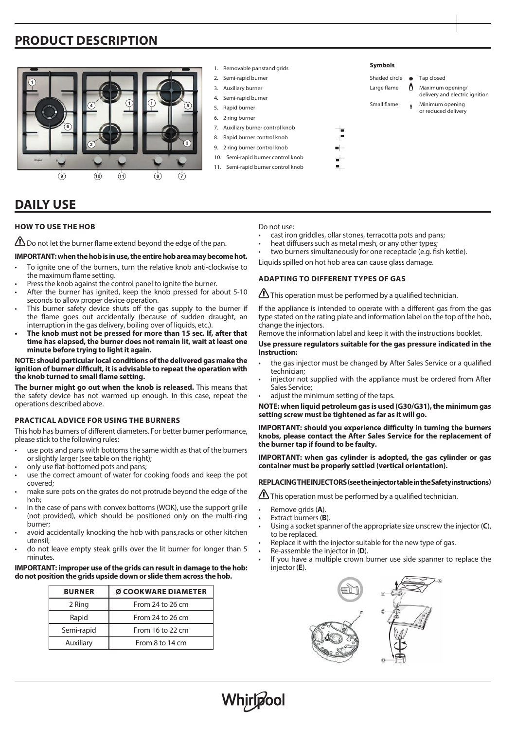# PRODUCT DESCRIPTION

1. Removable panstand grids
2. Semi-rapid burner
3. Auxiliary burner
4. Semi-rapid burner
5. Rapid burner
6. 2 ring burner
7. Auxiliary burner control knob
8. Rapid burner control knob
9. 2 ring burner control knob
10. Semi-rapid burner control knob
11. Semi-rapid burner control knob

**Symbols**

| | | |
|---|---|---|
| Shaded circle | ● | Tap closed |
| Large flame | | Maximum opening/ delivery and electric ignition |
| Small flame | | Minimum opening or reduced delivery |

# DAILY USE

### HOW TO USE THE HOB

⚠ Do not let the burner flame extend beyond the edge of the pan.

**IMPORTANT: when the hob is in use, the entire hob area may become hot.**

- To ignite one of the burners, turn the relative knob anti-clockwise to the maximum flame setting.
- Press the knob against the control panel to ignite the burner.
- After the burner has ignited, keep the knob pressed for about 5-10 seconds to allow proper device operation.
- This burner safety device shuts off the gas supply to the burner if the flame goes out accidentally (because of sudden draught, an interruption in the gas delivery, boiling over of liquids, etc.).
- **The knob must not be pressed for more than 15 sec. If, after that time has elapsed, the burner does not remain lit, wait at least one minute before trying to light it again.**

**NOTE: should particular local conditions of the delivered gas make the ignition of burner difficult, it is advisable to repeat the operation with the knob turned to small flame setting.**

**The burner might go out when the knob is released.** This means that the safety device has not warmed up enough. In this case, repeat the operations described above.

### PRACTICAL ADVICE FOR USING THE BURNERS

This hob has burners of different diameters. For better burner performance, please stick to the following rules:

- use pots and pans with bottoms the same width as that of the burners or slightly larger (see table on the right);
- only use flat-bottomed pots and pans;
- use the correct amount of water for cooking foods and keep the pot covered;
- make sure pots on the grates do not protrude beyond the edge of the hob;
- In the case of pans with convex bottoms (WOK), use the support grille (not provided), which should be positioned only on the multi-ring burner;
- avoid accidentally knocking the hob with pans,racks or other kitchen utensil;
- do not leave empty steak grills over the lit burner for longer than 5 minutes.

**IMPORTANT: improper use of the grids can result in damage to the hob: do not position the grids upside down or slide them across the hob.**

| BURNER | Ø COOKWARE DIAMETER |
|---|---|
| 2 Ring | From 24 to 26 cm |
| Rapid | From 24 to 26 cm |
| Semi-rapid | From 16 to 22 cm |
| Auxiliary | From 8 to 14 cm |

Do not use:

- cast iron griddles, ollar stones, terracotta pots and pans;
- heat diffusers such as metal mesh, or any other types;
- two burners simultaneously for one receptacle (e.g. fish kettle).

Liquids spilled on hot hob area can cause glass damage.

### ADAPTING TO DIFFERENT TYPES OF GAS

⚠ This operation must be performed by a qualified technician.

If the appliance is intended to operate with a different gas from the gas type stated on the rating plate and information label on the top of the hob, change the injectors.
Remove the information label and keep it with the instructions booklet.

**Use pressure regulators suitable for the gas pressure indicated in the Instruction:**

- the gas injector must be changed by After Sales Service or a qualified technician;
- injector not supplied with the appliance must be ordered from After Sales Service;
- adjust the minimum setting of the taps.

**NOTE: when liquid petroleum gas is used (G30/G31), the minimum gas setting screw must be tightened as far as it will go.**

**IMPORTANT: should you experience difficulty in turning the burners knobs, please contact the After Sales Service for the replacement of the burner tap if found to be faulty.**

**IMPORTANT: when gas cylinder is adopted, the gas cylinder or gas container must be properly settled (vertical orientation).**

**REPLACING THE INJECTORS (see the injector table in the Safety instructions)**

⚠ This operation must be performed by a qualified technician.

- Remove grids (**A**).
- Extract burners (**B**).
- Using a socket spanner of the appropriate size unscrew the injector (**C**), to be replaced.
- Replace it with the injector suitable for the new type of gas.
- Re-assemble the injector in (**D**).
- If you have a multiple crown burner use side spanner to replace the injector (**E**).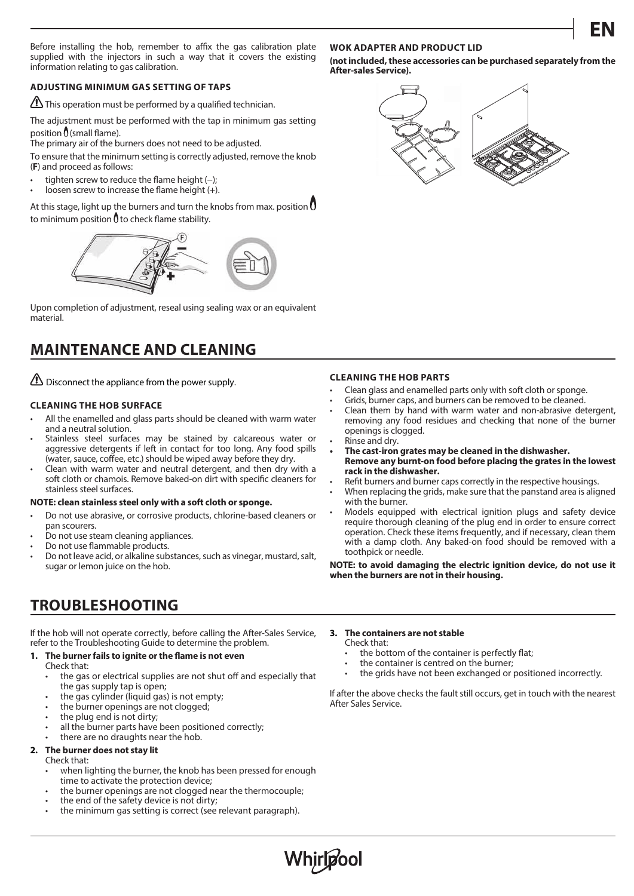Before installing the hob, remember to affix the gas calibration plate supplied with the injectors in such a way that it covers the existing information relating to gas calibration.

### ADJUSTING MINIMUM GAS SETTING OF TAPS

⚠ This operation must be performed by a qualified technician.

The adjustment must be performed with the tap in minimum gas setting position (small flame).

The primary air of the burners does not need to be adjusted.

To ensure that the minimum setting is correctly adjusted, remove the knob (**F**) and proceed as follows:

- tighten screw to reduce the flame height (–);
- loosen screw to increase the flame height (+).

At this stage, light up the burners and turn the knobs from max. position to minimum position to check flame stability.

Upon completion of adjustment, reseal using sealing wax or an equivalent material.

### WOK ADAPTER AND PRODUCT LID

**(not included, these accessories can be purchased separately from the After-sales Service).**

## MAINTENANCE AND CLEANING

⚠ Disconnect the appliance from the power supply.

### CLEANING THE HOB SURFACE

- All the enamelled and glass parts should be cleaned with warm water and a neutral solution.
- Stainless steel surfaces may be stained by calcareous water or aggressive detergents if left in contact for too long. Any food spills (water, sauce, coffee, etc.) should be wiped away before they dry.
- Clean with warm water and neutral detergent, and then dry with a soft cloth or chamois. Remove baked-on dirt with specific cleaners for stainless steel surfaces.

**NOTE: clean stainless steel only with a soft cloth or sponge.**

- Do not use abrasive, or corrosive products, chlorine-based cleaners or pan scourers.
- Do not use steam cleaning appliances.
- Do not use flammable products.
- Do not leave acid, or alkaline substances, such as vinegar, mustard, salt, sugar or lemon juice on the hob.

### CLEANING THE HOB PARTS

- Clean glass and enamelled parts only with soft cloth or sponge.
- Grids, burner caps, and burners can be removed to be cleaned.
- Clean them by hand with warm water and non-abrasive detergent, removing any food residues and checking that none of the burner openings is clogged.
- Rinse and dry.
- **The cast-iron grates may be cleaned in the dishwasher. Remove any burnt-on food before placing the grates in the lowest rack in the dishwasher.**
- Refit burners and burner caps correctly in the respective housings.
- When replacing the grids, make sure that the panstand area is aligned with the burner.
- Models equipped with electrical ignition plugs and safety device require thorough cleaning of the plug end in order to ensure correct operation. Check these items frequently, and if necessary, clean them with a damp cloth. Any baked-on food should be removed with a toothpick or needle.

**NOTE: to avoid damaging the electric ignition device, do not use it when the burners are not in their housing.**

## TROUBLESHOOTING

If the hob will not operate correctly, before calling the After-Sales Service, refer to the Troubleshooting Guide to determine the problem.

1. **The burner fails to ignite or the flame is not even**
   Check that:
   - the gas or electrical supplies are not shut off and especially that the gas supply tap is open;
   - the gas cylinder (liquid gas) is not empty;
   - the burner openings are not clogged;
   - the plug end is not dirty;
   - all the burner parts have been positioned correctly;
   - there are no draughts near the hob.
2. **The burner does not stay lit**
   Check that:
   - when lighting the burner, the knob has been pressed for enough time to activate the protection device;
   - the burner openings are not clogged near the thermocouple;
   - the end of the safety device is not dirty;
   - the minimum gas setting is correct (see relevant paragraph).
3. **The containers are not stable**
   Check that:
   - the bottom of the container is perfectly flat;
   - the container is centred on the burner;
   - the grids have not been exchanged or positioned incorrectly.

If after the above checks the fault still occurs, get in touch with the nearest After Sales Service.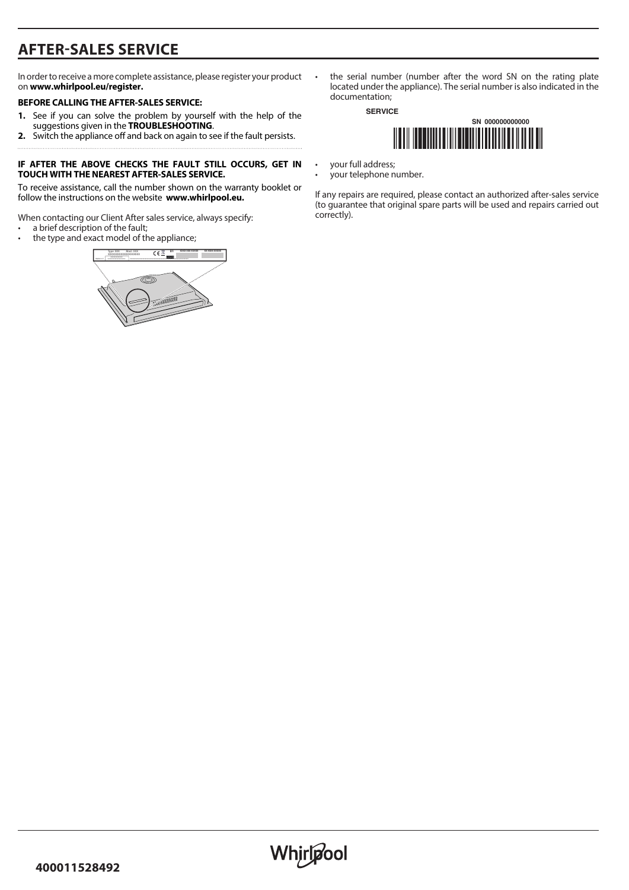## AFTER-SALES SERVICE

In order to receive a more complete assistance, please register your product on **www.whirlpool.eu/register.**

**BEFORE CALLING THE AFTER-SALES SERVICE:**

1. See if you can solve the problem by yourself with the help of the suggestions given in the **TROUBLESHOOTING**.
2. Switch the appliance off and back on again to see if the fault persists.

**IF AFTER THE ABOVE CHECKS THE FAULT STILL OCCURS, GET IN TOUCH WITH THE NEAREST AFTER-SALES SERVICE.**

To receive assistance, call the number shown on the warranty booklet or follow the instructions on the website **www.whirlpool.eu.**

When contacting our Client After sales service, always specify:

- a brief description of the fault;
- the type and exact model of the appliance;
- the serial number (number after the word SN on the rating plate located under the appliance). The serial number is also indicated in the documentation;

SERVICE

SN 000000000000

- your full address;
- your telephone number.

If any repairs are required, please contact an authorized after-sales service (to guarantee that original spare parts will be used and repairs carried out correctly).

400011528492